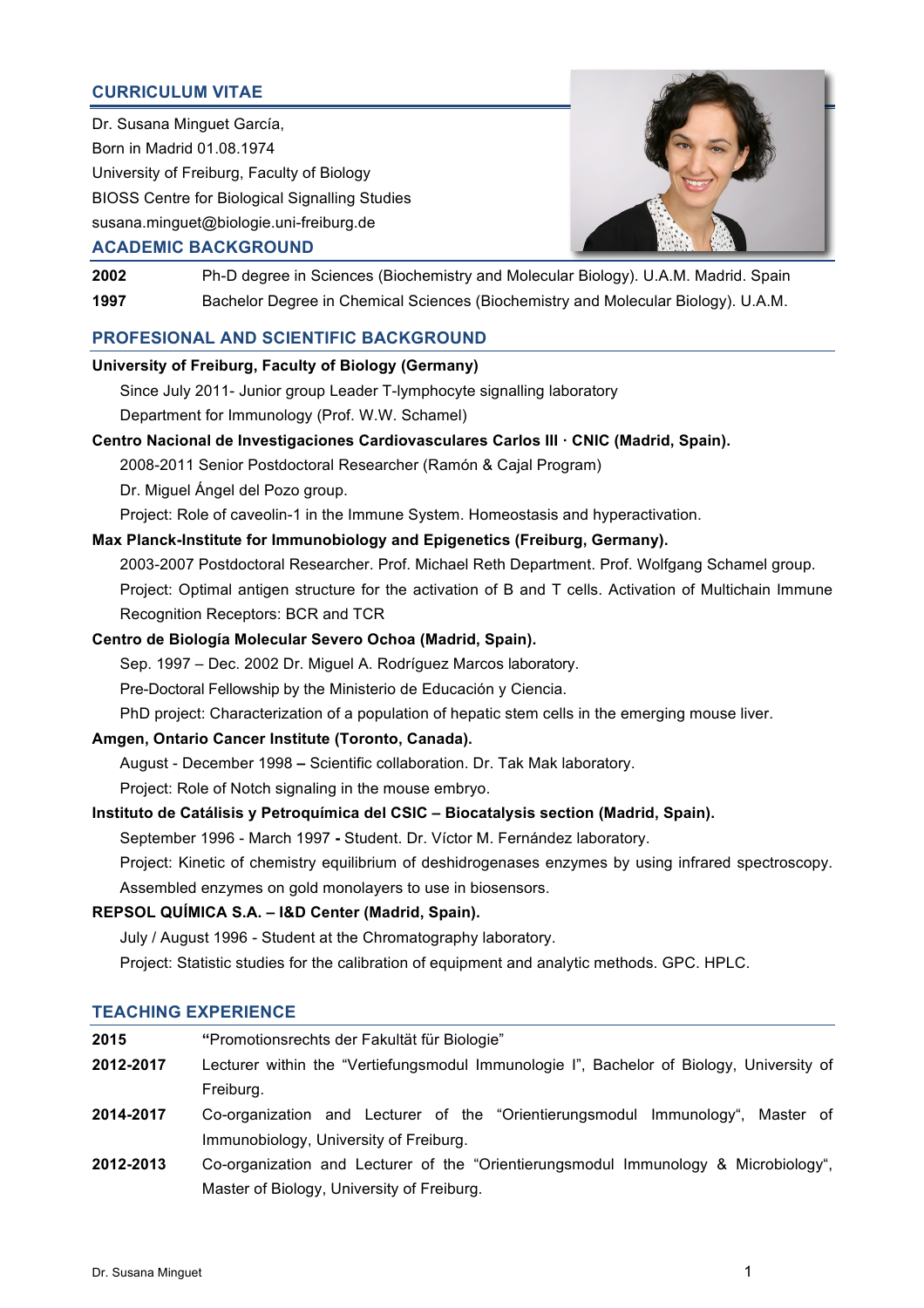## CURRICULUM VITAE

Dr. Susana Minguet García,
Born in Madrid 01.08.1974
University of Freiburg, Faculty of Biology
BIOSS Centre for Biological Signalling Studies
susana.minguet@biologie.uni-freiburg.de

## ACADEMIC BACKGROUND

| | |
|---|---|
| **2002** | Ph-D degree in Sciences (Biochemistry and Molecular Biology). U.A.M. Madrid. Spain |
| **1997** | Bachelor Degree in Chemical Sciences (Biochemistry and Molecular Biology). U.A.M. |

## PROFESIONAL AND SCIENTIFIC BACKGROUND

**University of Freiburg, Faculty of Biology (Germany)**

Since July 2011- Junior group Leader T-lymphocyte signalling laboratory
Department for Immunology (Prof. W.W. Schamel)

**Centro Nacional de Investigaciones Cardiovasculares Carlos III · CNIC (Madrid, Spain).**

2008-2011 Senior Postdoctoral Researcher (Ramón & Cajal Program)
Dr. Miguel Ángel del Pozo group.
Project: Role of caveolin-1 in the Immune System. Homeostasis and hyperactivation.

**Max Planck-Institute for Immunobiology and Epigenetics (Freiburg, Germany).**

2003-2007 Postdoctoral Researcher. Prof. Michael Reth Department. Prof. Wolfgang Schamel group.
Project: Optimal antigen structure for the activation of B and T cells. Activation of Multichain Immune Recognition Receptors: BCR and TCR

**Centro de Biología Molecular Severo Ochoa (Madrid, Spain).**

Sep. 1997 – Dec. 2002 Dr. Miguel A. Rodríguez Marcos laboratory.
Pre-Doctoral Fellowship by the Ministerio de Educación y Ciencia.
PhD project: Characterization of a population of hepatic stem cells in the emerging mouse liver.

**Amgen, Ontario Cancer Institute (Toronto, Canada).**

August - December 1998 **–** Scientific collaboration. Dr. Tak Mak laboratory.
Project: Role of Notch signaling in the mouse embryo.

**Instituto de Catálisis y Petroquímica del CSIC – Biocatalysis section (Madrid, Spain).**

September 1996 - March 1997 **-** Student. Dr. Víctor M. Fernández laboratory.
Project: Kinetic of chemistry equilibrium of deshidrogenases enzymes by using infrared spectroscopy. Assembled enzymes on gold monolayers to use in biosensors.

**REPSOL QUÍMICA S.A. – I&D Center (Madrid, Spain).**

July / August 1996 - Student at the Chromatography laboratory.
Project: Statistic studies for the calibration of equipment and analytic methods. GPC. HPLC.

## TEACHING EXPERIENCE

| | |
|---|---|
| **2015** | **"**Promotionsrechts der Fakultät für Biologie" |
| **2012-2017** | Lecturer within the "Vertiefungsmodul Immunologie I", Bachelor of Biology, University of Freiburg. |
| **2014-2017** | Co-organization and Lecturer of the "Orientierungsmodul Immunology", Master of Immunobiology, University of Freiburg. |
| **2012-2013** | Co-organization and Lecturer of the "Orientierungsmodul Immunology & Microbiology", Master of Biology, University of Freiburg. |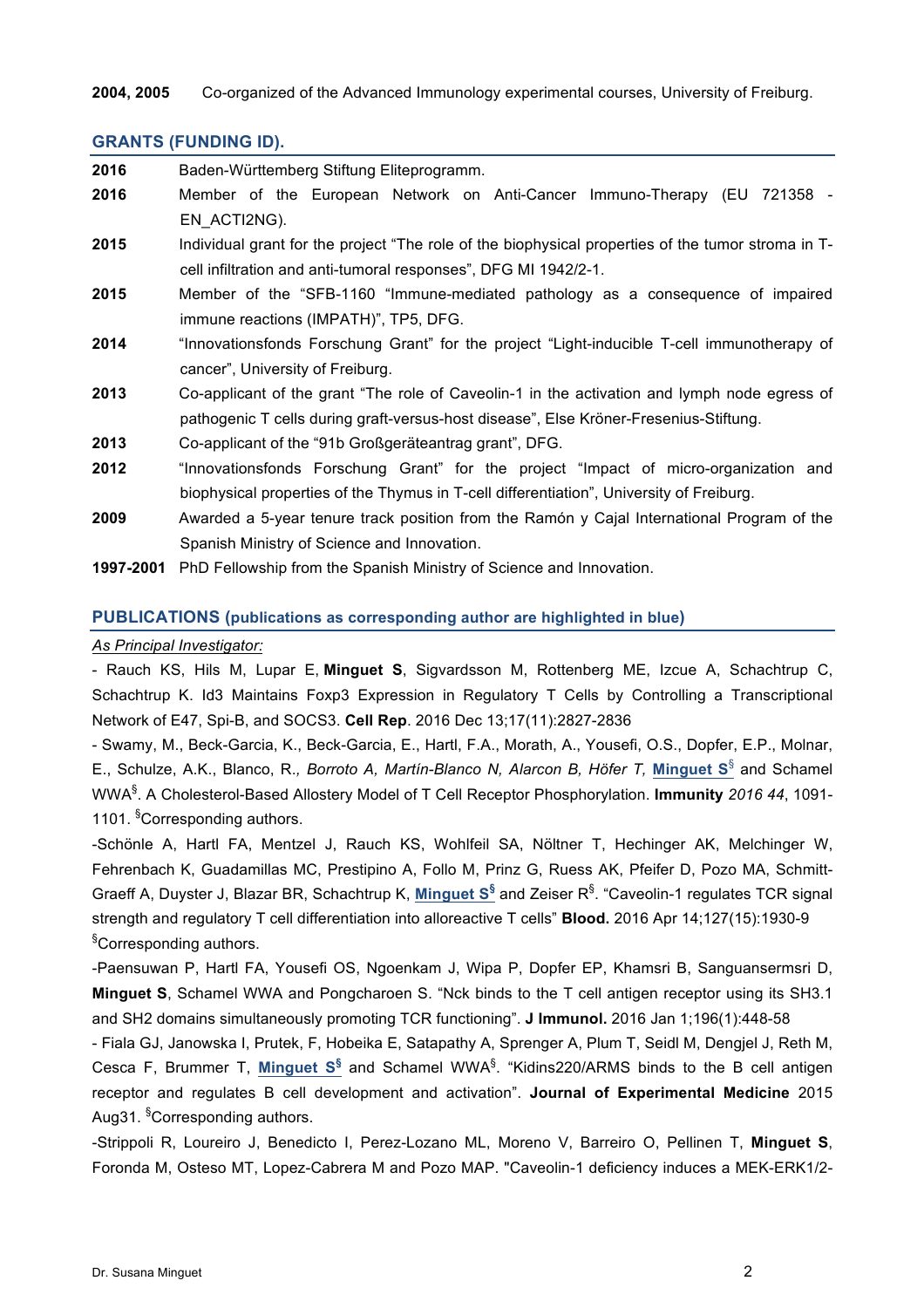**2004, 2005** Co-organized of the Advanced Immunology experimental courses, University of Freiburg.

## GRANTS (FUNDING ID).

**2016** Baden-Württemberg Stiftung Eliteprogramm.

**2016** Member of the European Network on Anti-Cancer Immuno-Therapy (EU 721358 - EN_ACTI2NG).

**2015** Individual grant for the project "The role of the biophysical properties of the tumor stroma in T-cell infiltration and anti-tumoral responses", DFG MI 1942/2-1.

**2015** Member of the "SFB-1160 "Immune-mediated pathology as a consequence of impaired immune reactions (IMPATH)", TP5, DFG.

**2014** "Innovationsfonds Forschung Grant" for the project "Light-inducible T-cell immunotherapy of cancer", University of Freiburg.

**2013** Co-applicant of the grant "The role of Caveolin-1 in the activation and lymph node egress of pathogenic T cells during graft-versus-host disease", Else Kröner-Fresenius-Stiftung.

**2013** Co-applicant of the "91b Großgeräteantrag grant", DFG.

**2012** "Innovationsfonds Forschung Grant" for the project "Impact of micro-organization and biophysical properties of the Thymus in T-cell differentiation", University of Freiburg.

**2009** Awarded a 5-year tenure track position from the Ramón y Cajal International Program of the Spanish Ministry of Science and Innovation.

**1997-2001** PhD Fellowship from the Spanish Ministry of Science and Innovation.

## PUBLICATIONS (publications as corresponding author are highlighted in blue)

*As Principal Investigator:*

- Rauch KS, Hils M, Lupar E, **Minguet S**, Sigvardsson M, Rottenberg ME, Izcue A, Schachtrup C, Schachtrup K. Id3 Maintains Foxp3 Expression in Regulatory T Cells by Controlling a Transcriptional Network of E47, Spi-B, and SOCS3. **Cell Rep**. 2016 Dec 13;17(11):2827-2836

- Swamy, M., Beck-Garcia, K., Beck-Garcia, E., Hartl, F.A., Morath, A., Yousefi, O.S., Dopfer, E.P., Molnar, E., Schulze, A.K., Blanco, R.*, Borroto A, Martín-Blanco N, Alarcon B, Höfer T,* **Minguet S**§ and Schamel WWA§. A Cholesterol-Based Allostery Model of T Cell Receptor Phosphorylation. **Immunity** *2016 44*, 1091-1101. §Corresponding authors.

-Schönle A, Hartl FA, Mentzel J, Rauch KS, Wohlfeil SA, Nöltner T, Hechinger AK, Melchinger W, Fehrenbach K, Guadamillas MC, Prestipino A, Follo M, Prinz G, Ruess AK, Pfeifer D, Pozo MA, Schmitt-Graeff A, Duyster J, Blazar BR, Schachtrup K, **Minguet S**§ and Zeiser R§. "Caveolin-1 regulates TCR signal strength and regulatory T cell differentiation into alloreactive T cells" **Blood.** 2016 Apr 14;127(15):1930-9 §Corresponding authors.

-Paensuwan P, Hartl FA, Yousefi OS, Ngoenkam J, Wipa P, Dopfer EP, Khamsri B, Sanguansermsri D, **Minguet S**, Schamel WWA and Pongcharoen S. "Nck binds to the T cell antigen receptor using its SH3.1 and SH2 domains simultaneously promoting TCR functioning". **J Immunol.** 2016 Jan 1;196(1):448-58

- Fiala GJ, Janowska I, Prutek, F, Hobeika E, Satapathy A, Sprenger A, Plum T, Seidl M, Dengjel J, Reth M, Cesca F, Brummer T, **Minguet S**§ and Schamel WWA§. "Kidins220/ARMS binds to the B cell antigen receptor and regulates B cell development and activation". **Journal of Experimental Medicine** 2015 Aug31. §Corresponding authors.

-Strippoli R, Loureiro J, Benedicto I, Perez-Lozano ML, Moreno V, Barreiro O, Pellinen T, **Minguet S**, Foronda M, Osteso MT, Lopez-Cabrera M and Pozo MAP. "Caveolin-1 deficiency induces a MEK-ERK1/2-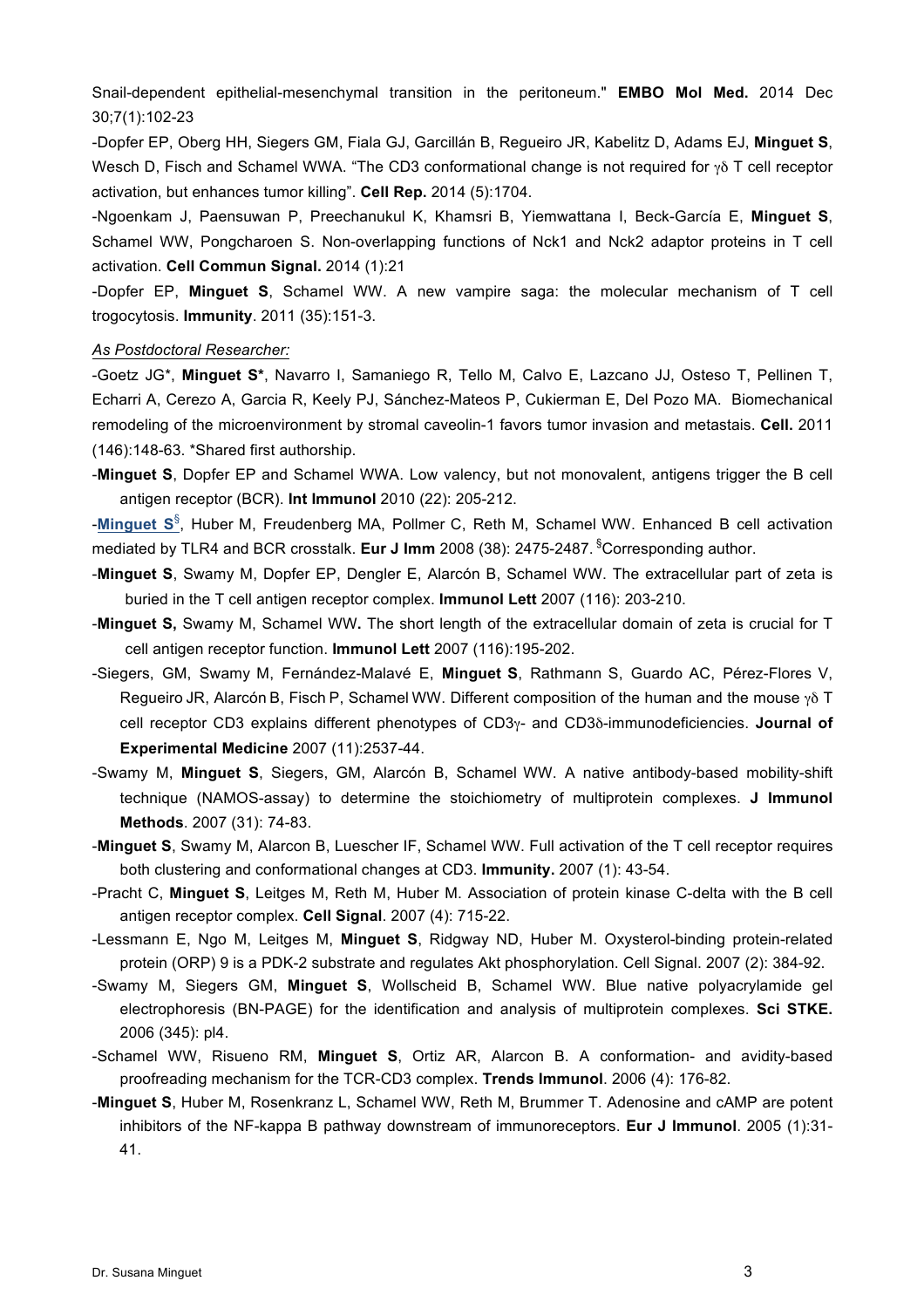Snail-dependent epithelial-mesenchymal transition in the peritoneum." **EMBO Mol Med.** 2014 Dec 30;7(1):102-23

-Dopfer EP, Oberg HH, Siegers GM, Fiala GJ, Garcillán B, Regueiro JR, Kabelitz D, Adams EJ, **Minguet S**, Wesch D, Fisch and Schamel WWA. "The CD3 conformational change is not required for γδ T cell receptor activation, but enhances tumor killing". **Cell Rep.** 2014 (5):1704.

-Ngoenkam J, Paensuwan P, Preechanukul K, Khamsri B, Yiemwattana I, Beck-García E, **Minguet S**, Schamel WW, Pongcharoen S. Non-overlapping functions of Nck1 and Nck2 adaptor proteins in T cell activation. **Cell Commun Signal.** 2014 (1):21

-Dopfer EP, **Minguet S**, Schamel WW. A new vampire saga: the molecular mechanism of T cell trogocytosis. **Immunity**. 2011 (35):151-3.

*As Postdoctoral Researcher:*

-Goetz JG\*, **Minguet S\***, Navarro I, Samaniego R, Tello M, Calvo E, Lazcano JJ, Osteso T, Pellinen T, Echarri A, Cerezo A, Garcia R, Keely PJ, Sánchez-Mateos P, Cukierman E, Del Pozo MA. Biomechanical remodeling of the microenvironment by stromal caveolin-1 favors tumor invasion and metastasis. **Cell.** 2011 (146):148-63. \*Shared first authorship.

-**Minguet S**, Dopfer EP and Schamel WWA. Low valency, but not monovalent, antigens trigger the B cell antigen receptor (BCR). **Int Immunol** 2010 (22): 205-212.

-**Minguet S**[§], Huber M, Freudenberg MA, Pollmer C, Reth M, Schamel WW. Enhanced B cell activation mediated by TLR4 and BCR crosstalk. **Eur J Imm** 2008 (38): 2475-2487. [§]Corresponding author.

-**Minguet S**, Swamy M, Dopfer EP, Dengler E, Alarcón B, Schamel WW. The extracellular part of zeta is buried in the T cell antigen receptor complex. **Immunol Lett** 2007 (116): 203-210.

-**Minguet S,** Swamy M, Schamel WW**.** The short length of the extracellular domain of zeta is crucial for T cell antigen receptor function. **Immunol Lett** 2007 (116):195-202.

-Siegers, GM, Swamy M, Fernández-Malavé E, **Minguet S**, Rathmann S, Guardo AC, Pérez-Flores V, Regueiro JR, Alarcón B, Fisch P, Schamel WW. Different composition of the human and the mouse γδ T cell receptor CD3 explains different phenotypes of CD3γ- and CD3δ-immunodeficiencies. **Journal of Experimental Medicine** 2007 (11):2537-44.

-Swamy M, **Minguet S**, Siegers, GM, Alarcón B, Schamel WW. A native antibody-based mobility-shift technique (NAMOS-assay) to determine the stoichiometry of multiprotein complexes. **J Immunol Methods**. 2007 (31): 74-83.

-**Minguet S**, Swamy M, Alarcon B, Luescher IF, Schamel WW. Full activation of the T cell receptor requires both clustering and conformational changes at CD3. **Immunity.** 2007 (1): 43-54.

-Pracht C, **Minguet S**, Leitges M, Reth M, Huber M. Association of protein kinase C-delta with the B cell antigen receptor complex. **Cell Signal**. 2007 (4): 715-22.

-Lessmann E, Ngo M, Leitges M, **Minguet S**, Ridgway ND, Huber M. Oxysterol-binding protein-related protein (ORP) 9 is a PDK-2 substrate and regulates Akt phosphorylation. Cell Signal. 2007 (2): 384-92.

-Swamy M, Siegers GM, **Minguet S**, Wollscheid B, Schamel WW. Blue native polyacrylamide gel electrophoresis (BN-PAGE) for the identification and analysis of multiprotein complexes. **Sci STKE.** 2006 (345): pl4.

-Schamel WW, Risueno RM, **Minguet S**, Ortiz AR, Alarcon B. A conformation- and avidity-based proofreading mechanism for the TCR-CD3 complex. **Trends Immunol**. 2006 (4): 176-82.

-**Minguet S**, Huber M, Rosenkranz L, Schamel WW, Reth M, Brummer T. Adenosine and cAMP are potent inhibitors of the NF-kappa B pathway downstream of immunoreceptors. **Eur J Immunol**. 2005 (1):31-41.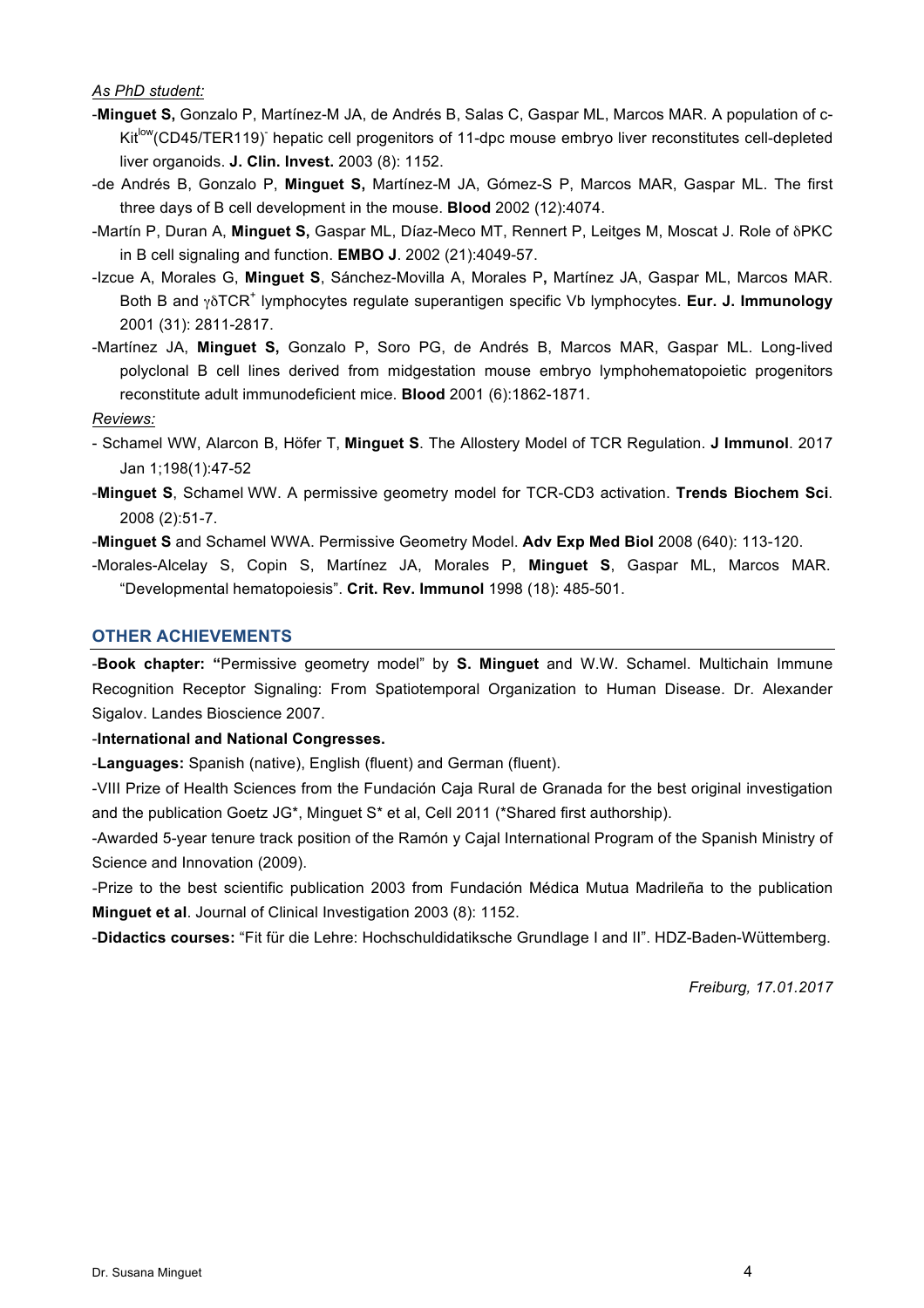*As PhD student:*

-**Minguet S,** Gonzalo P, Martínez-M JA, de Andrés B, Salas C, Gaspar ML, Marcos MAR. A population of c-Kit$^{low}$(CD45/TER119)$^{-}$ hepatic cell progenitors of 11-dpc mouse embryo liver reconstitutes cell-depleted liver organoids. **J. Clin. Invest.** 2003 (8): 1152.

-de Andrés B, Gonzalo P, **Minguet S,** Martínez-M JA, Gómez-S P, Marcos MAR, Gaspar ML. The first three days of B cell development in the mouse. **Blood** 2002 (12):4074.

-Martín P, Duran A, **Minguet S,** Gaspar ML, Díaz-Meco MT, Rennert P, Leitges M, Moscat J. Role of δPKC in B cell signaling and function. **EMBO J**. 2002 (21):4049-57.

-Izcue A, Morales G, **Minguet S**, Sánchez-Movilla A, Morales P**,** Martínez JA, Gaspar ML, Marcos MAR. Both B and γδTCR$^{+}$ lymphocytes regulate superantigen specific Vb lymphocytes. **Eur. J. Immunology** 2001 (31): 2811-2817.

-Martínez JA, **Minguet S,** Gonzalo P, Soro PG, de Andrés B, Marcos MAR, Gaspar ML. Long-lived polyclonal B cell lines derived from midgestation mouse embryo lymphohematopoietic progenitors reconstitute adult immunodeficient mice. **Blood** 2001 (6):1862-1871.

*Reviews:*

- Schamel WW, Alarcon B, Höfer T, **Minguet S**. The Allostery Model of TCR Regulation. **J Immunol**. 2017 Jan 1;198(1):47-52

-**Minguet S**, Schamel WW. A permissive geometry model for TCR-CD3 activation. **Trends Biochem Sci**. 2008 (2):51-7.

-**Minguet S** and Schamel WWA. Permissive Geometry Model. **Adv Exp Med Biol** 2008 (640): 113-120.

-Morales-Alcelay S, Copin S, Martínez JA, Morales P, **Minguet S**, Gaspar ML, Marcos MAR. "Developmental hematopoiesis". **Crit. Rev. Immunol** 1998 (18): 485-501.

## OTHER ACHIEVEMENTS

-**Book chapter: "**Permissive geometry model" by **S. Minguet** and W.W. Schamel. Multichain Immune Recognition Receptor Signaling: From Spatiotemporal Organization to Human Disease. Dr. Alexander Sigalov. Landes Bioscience 2007.

-**International and National Congresses.**

-**Languages:** Spanish (native), English (fluent) and German (fluent).

-VIII Prize of Health Sciences from the Fundación Caja Rural de Granada for the best original investigation and the publication Goetz JG*, Minguet S* et al, Cell 2011 (*Shared first authorship).

-Awarded 5-year tenure track position of the Ramón y Cajal International Program of the Spanish Ministry of Science and Innovation (2009).

-Prize to the best scientific publication 2003 from Fundación Médica Mutua Madrileña to the publication **Minguet et al**. Journal of Clinical Investigation 2003 (8): 1152.

-**Didactics courses:** "Fit für die Lehre: Hochschuldidatiksche Grundlage I and II". HDZ-Baden-Wüttemberg.

*Freiburg, 17.01.2017*